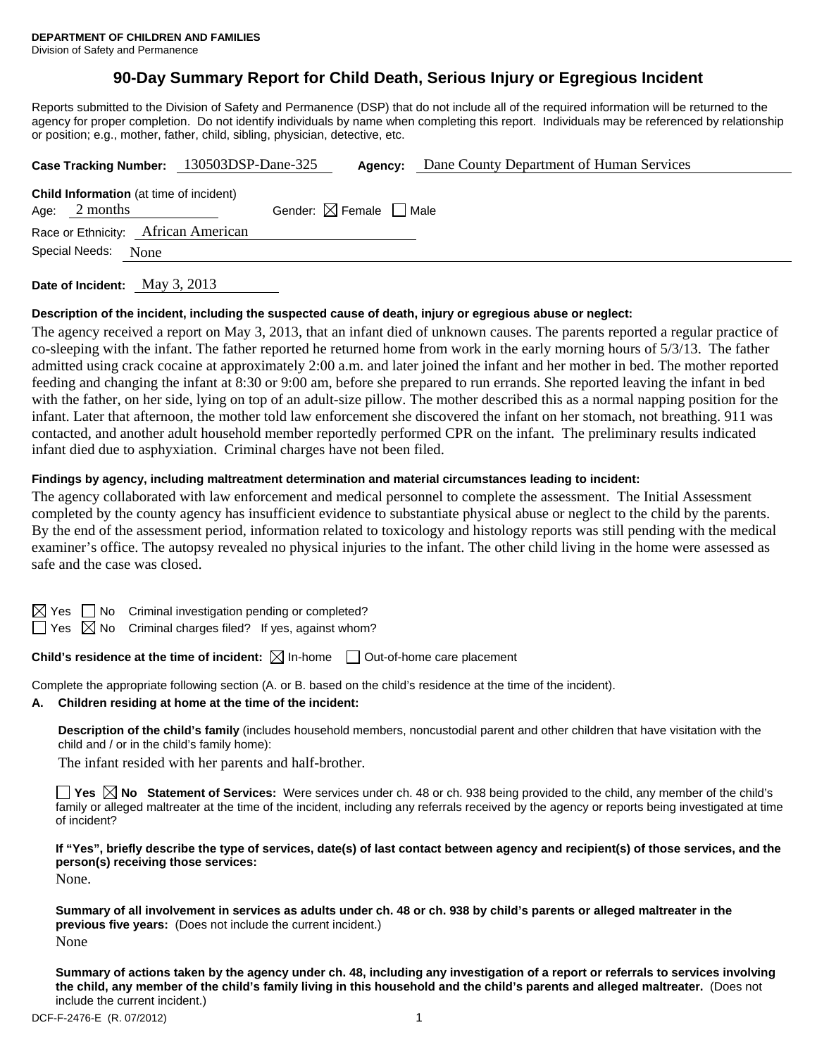**DEPARTMENT OF CHILDREN AND FAMILIES**
Division of Safety and Permanence

# 90-Day Summary Report for Child Death, Serious Injury or Egregious Incident

Reports submitted to the Division of Safety and Permanence (DSP) that do not include all of the required information will be returned to the agency for proper completion. Do not identify individuals by name when completing this report. Individuals may be referenced by relationship or position; e.g., mother, father, child, sibling, physician, detective, etc.

**Case Tracking Number:** 130503DSP-Dane-325 **Agency:** Dane County Department of Human Services

**Child Information** (at time of incident)
Age: 2 months Gender: ☒ Female ☐ Male
Race or Ethnicity: African American
Special Needs: None

**Date of Incident:** May 3, 2013

**Description of the incident, including the suspected cause of death, injury or egregious abuse or neglect:**

The agency received a report on May 3, 2013, that an infant died of unknown causes. The parents reported a regular practice of co-sleeping with the infant. The father reported he returned home from work in the early morning hours of 5/3/13. The father admitted using crack cocaine at approximately 2:00 a.m. and later joined the infant and her mother in bed. The mother reported feeding and changing the infant at 8:30 or 9:00 am, before she prepared to run errands. She reported leaving the infant in bed with the father, on her side, lying on top of an adult-size pillow. The mother described this as a normal napping position for the infant. Later that afternoon, the mother told law enforcement she discovered the infant on her stomach, not breathing. 911 was contacted, and another adult household member reportedly performed CPR on the infant. The preliminary results indicated infant died due to asphyxiation. Criminal charges have not been filed.

**Findings by agency, including maltreatment determination and material circumstances leading to incident:**

The agency collaborated with law enforcement and medical personnel to complete the assessment. The Initial Assessment completed by the county agency has insufficient evidence to substantiate physical abuse or neglect to the child by the parents. By the end of the assessment period, information related to toxicology and histology reports was still pending with the medical examiner's office. The autopsy revealed no physical injuries to the infant. The other child living in the home were assessed as safe and the case was closed.

☒ Yes ☐ No Criminal investigation pending or completed?
☐ Yes ☒ No Criminal charges filed? If yes, against whom?

**Child's residence at the time of incident:** ☒ In-home ☐ Out-of-home care placement

Complete the appropriate following section (A. or B. based on the child's residence at the time of the incident).

**A. Children residing at home at the time of the incident:**

**Description of the child's family** (includes household members, noncustodial parent and other children that have visitation with the child and / or in the child's family home):

The infant resided with her parents and half-brother.

☐ **Yes** ☒ **No Statement of Services:** Were services under ch. 48 or ch. 938 being provided to the child, any member of the child's family or alleged maltreater at the time of the incident, including any referrals received by the agency or reports being investigated at time of incident?

**If "Yes", briefly describe the type of services, date(s) of last contact between agency and recipient(s) of those services, and the person(s) receiving those services:**

None.

**Summary of all involvement in services as adults under ch. 48 or ch. 938 by child's parents or alleged maltreater in the previous five years:** (Does not include the current incident.)

None

**Summary of actions taken by the agency under ch. 48, including any investigation of a report or referrals to services involving the child, any member of the child's family living in this household and the child's parents and alleged maltreater.** (Does not include the current incident.)

DCF-F-2476-E (R. 07/2012)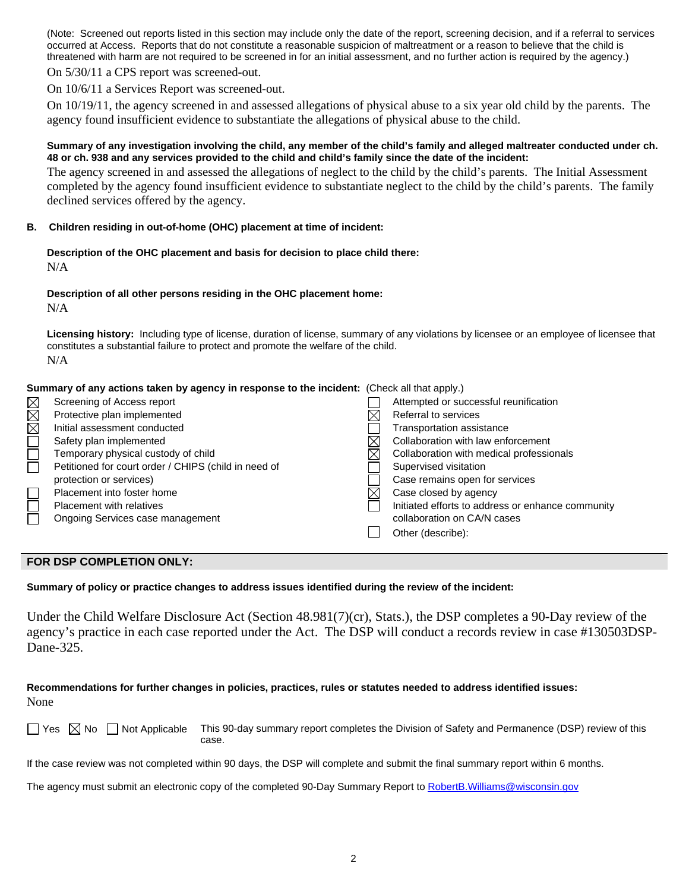(Note: Screened out reports listed in this section may include only the date of the report, screening decision, and if a referral to services occurred at Access. Reports that do not constitute a reasonable suspicion of maltreatment or a reason to believe that the child is threatened with harm are not required to be screened in for an initial assessment, and no further action is required by the agency.)

On 5/30/11 a CPS report was screened-out.

On 10/6/11 a Services Report was screened-out.

On 10/19/11, the agency screened in and assessed allegations of physical abuse to a six year old child by the parents. The agency found insufficient evidence to substantiate the allegations of physical abuse to the child.

**Summary of any investigation involving the child, any member of the child's family and alleged maltreater conducted under ch. 48 or ch. 938 and any services provided to the child and child's family since the date of the incident:**

The agency screened in and assessed the allegations of neglect to the child by the child's parents. The Initial Assessment completed by the agency found insufficient evidence to substantiate neglect to the child by the child's parents. The family declined services offered by the agency.

**B. Children residing in out-of-home (OHC) placement at time of incident:**

**Description of the OHC placement and basis for decision to place child there:**

N/A

**Description of all other persons residing in the OHC placement home:**

N/A

**Licensing history:** Including type of license, duration of license, summary of any violations by licensee or an employee of licensee that constitutes a substantial failure to protect and promote the welfare of the child.

N/A

**Summary of any actions taken by agency in response to the incident:** (Check all that apply.)

- ☒ Screening of Access report
- ☒ Protective plan implemented
- ☒ Initial assessment conducted
- ☐ Safety plan implemented
- ☐ Temporary physical custody of child
- ☐ Petitioned for court order / CHIPS (child in need of protection or services)
- ☐ Placement into foster home
- ☐ Placement with relatives
- ☐ Ongoing Services case management
- ☐ Attempted or successful reunification
- ☒ Referral to services
- ☐ Transportation assistance
- ☒ Collaboration with law enforcement
- ☒ Collaboration with medical professionals
- ☐ Supervised visitation
- ☐ Case remains open for services
- ☒ Case closed by agency
- ☐ Initiated efforts to address or enhance community collaboration on CA/N cases
- ☐ Other (describe):

## FOR DSP COMPLETION ONLY:

**Summary of policy or practice changes to address issues identified during the review of the incident:**

Under the Child Welfare Disclosure Act (Section 48.981(7)(cr), Stats.), the DSP completes a 90-Day review of the agency's practice in each case reported under the Act. The DSP will conduct a records review in case #130503DSP-Dane-325.

**Recommendations for further changes in policies, practices, rules or statutes needed to address identified issues:**

None

☐ Yes ☒ No ☐ Not Applicable This 90-day summary report completes the Division of Safety and Permanence (DSP) review of this case.

If the case review was not completed within 90 days, the DSP will complete and submit the final summary report within 6 months.

The agency must submit an electronic copy of the completed 90-Day Summary Report to RobertB.Williams@wisconsin.gov